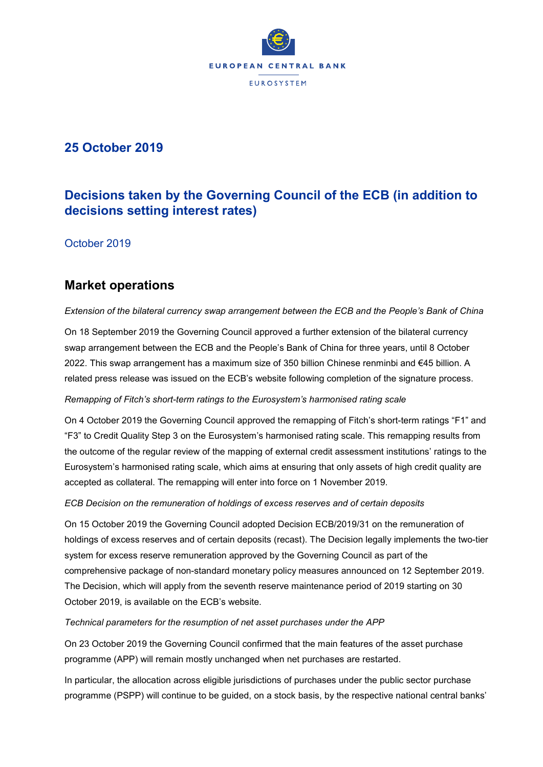EUROPEAN CENTRAL BANK

EUROSYSTEM

## 25 October 2019

# Decisions taken by the Governing Council of the ECB (in addition to decisions setting interest rates)

October 2019

## Market operations

*Extension of the bilateral currency swap arrangement between the ECB and the People's Bank of China*

On 18 September 2019 the Governing Council approved a further extension of the bilateral currency swap arrangement between the ECB and the People's Bank of China for three years, until 8 October 2022. This swap arrangement has a maximum size of 350 billion Chinese renminbi and €45 billion. A related press release was issued on the ECB's website following completion of the signature process.

*Remapping of Fitch's short-term ratings to the Eurosystem's harmonised rating scale*

On 4 October 2019 the Governing Council approved the remapping of Fitch's short-term ratings "F1" and "F3" to Credit Quality Step 3 on the Eurosystem's harmonised rating scale. This remapping results from the outcome of the regular review of the mapping of external credit assessment institutions' ratings to the Eurosystem's harmonised rating scale, which aims at ensuring that only assets of high credit quality are accepted as collateral. The remapping will enter into force on 1 November 2019.

*ECB Decision on the remuneration of holdings of excess reserves and of certain deposits*

On 15 October 2019 the Governing Council adopted Decision ECB/2019/31 on the remuneration of holdings of excess reserves and of certain deposits (recast). The Decision legally implements the two-tier system for excess reserve remuneration approved by the Governing Council as part of the comprehensive package of non-standard monetary policy measures announced on 12 September 2019. The Decision, which will apply from the seventh reserve maintenance period of 2019 starting on 30 October 2019, is available on the ECB's website.

*Technical parameters for the resumption of net asset purchases under the APP*

On 23 October 2019 the Governing Council confirmed that the main features of the asset purchase programme (APP) will remain mostly unchanged when net purchases are restarted.

In particular, the allocation across eligible jurisdictions of purchases under the public sector purchase programme (PSPP) will continue to be guided, on a stock basis, by the respective national central banks'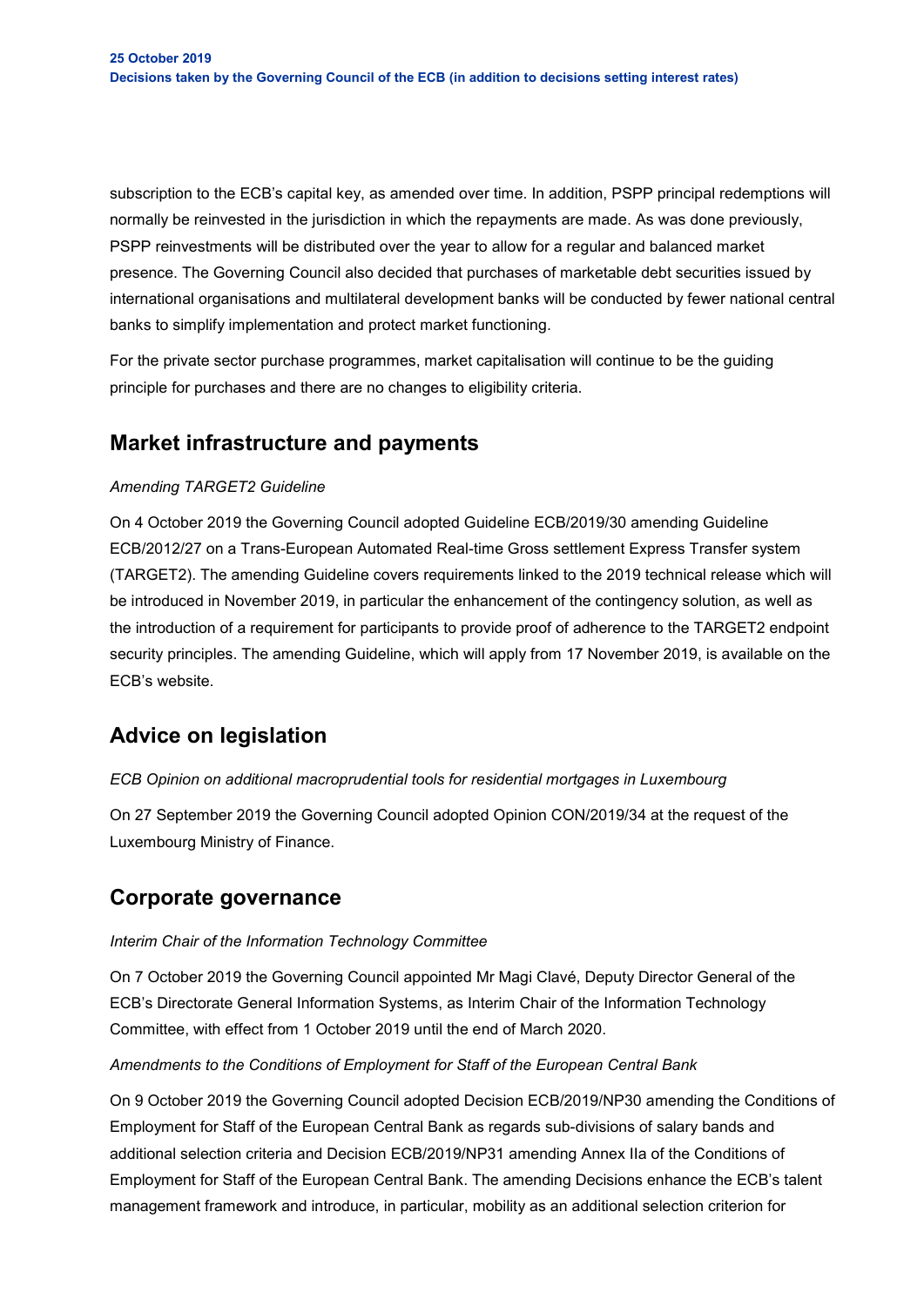subscription to the ECB's capital key, as amended over time. In addition, PSPP principal redemptions will normally be reinvested in the jurisdiction in which the repayments are made. As was done previously, PSPP reinvestments will be distributed over the year to allow for a regular and balanced market presence. The Governing Council also decided that purchases of marketable debt securities issued by international organisations and multilateral development banks will be conducted by fewer national central banks to simplify implementation and protect market functioning.

For the private sector purchase programmes, market capitalisation will continue to be the guiding principle for purchases and there are no changes to eligibility criteria.

## Market infrastructure and payments

*Amending TARGET2 Guideline*

On 4 October 2019 the Governing Council adopted Guideline ECB/2019/30 amending Guideline ECB/2012/27 on a Trans-European Automated Real-time Gross settlement Express Transfer system (TARGET2). The amending Guideline covers requirements linked to the 2019 technical release which will be introduced in November 2019, in particular the enhancement of the contingency solution, as well as the introduction of a requirement for participants to provide proof of adherence to the TARGET2 endpoint security principles. The amending Guideline, which will apply from 17 November 2019, is available on the ECB's website.

## Advice on legislation

*ECB Opinion on additional macroprudential tools for residential mortgages in Luxembourg*

On 27 September 2019 the Governing Council adopted Opinion CON/2019/34 at the request of the Luxembourg Ministry of Finance.

## Corporate governance

*Interim Chair of the Information Technology Committee*

On 7 October 2019 the Governing Council appointed Mr Magi Clavé, Deputy Director General of the ECB's Directorate General Information Systems, as Interim Chair of the Information Technology Committee, with effect from 1 October 2019 until the end of March 2020.

*Amendments to the Conditions of Employment for Staff of the European Central Bank*

On 9 October 2019 the Governing Council adopted Decision ECB/2019/NP30 amending the Conditions of Employment for Staff of the European Central Bank as regards sub-divisions of salary bands and additional selection criteria and Decision ECB/2019/NP31 amending Annex IIa of the Conditions of Employment for Staff of the European Central Bank. The amending Decisions enhance the ECB's talent management framework and introduce, in particular, mobility as an additional selection criterion for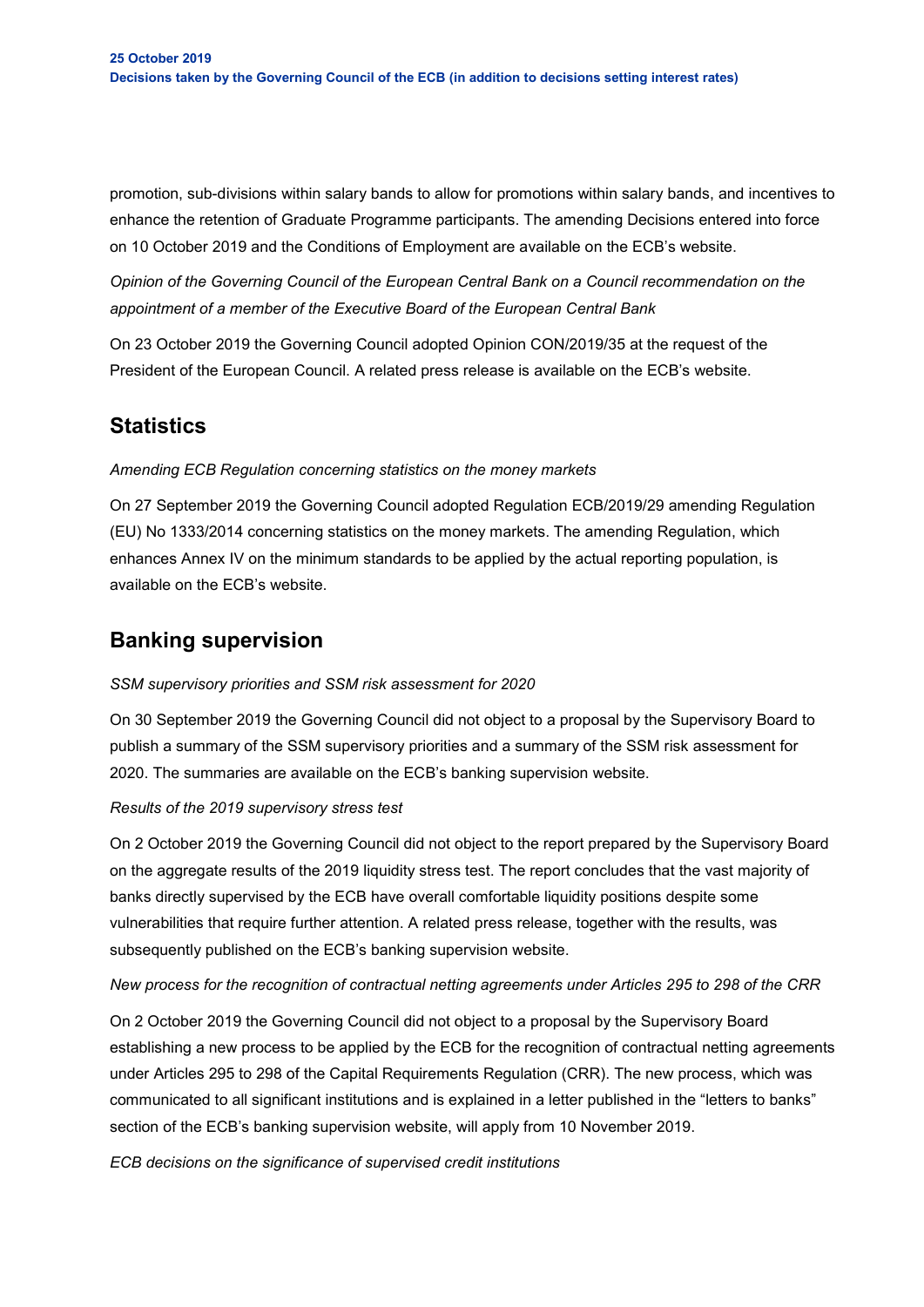promotion, sub-divisions within salary bands to allow for promotions within salary bands, and incentives to enhance the retention of Graduate Programme participants. The amending Decisions entered into force on 10 October 2019 and the Conditions of Employment are available on the ECB's website.

*Opinion of the Governing Council of the European Central Bank on a Council recommendation on the appointment of a member of the Executive Board of the European Central Bank*

On 23 October 2019 the Governing Council adopted Opinion CON/2019/35 at the request of the President of the European Council. A related press release is available on the ECB's website.

## Statistics

*Amending ECB Regulation concerning statistics on the money markets*

On 27 September 2019 the Governing Council adopted Regulation ECB/2019/29 amending Regulation (EU) No 1333/2014 concerning statistics on the money markets. The amending Regulation, which enhances Annex IV on the minimum standards to be applied by the actual reporting population, is available on the ECB's website.

## Banking supervision

*SSM supervisory priorities and SSM risk assessment for 2020*

On 30 September 2019 the Governing Council did not object to a proposal by the Supervisory Board to publish a summary of the SSM supervisory priorities and a summary of the SSM risk assessment for 2020. The summaries are available on the ECB's banking supervision website.

*Results of the 2019 supervisory stress test*

On 2 October 2019 the Governing Council did not object to the report prepared by the Supervisory Board on the aggregate results of the 2019 liquidity stress test. The report concludes that the vast majority of banks directly supervised by the ECB have overall comfortable liquidity positions despite some vulnerabilities that require further attention. A related press release, together with the results, was subsequently published on the ECB's banking supervision website.

*New process for the recognition of contractual netting agreements under Articles 295 to 298 of the CRR*

On 2 October 2019 the Governing Council did not object to a proposal by the Supervisory Board establishing a new process to be applied by the ECB for the recognition of contractual netting agreements under Articles 295 to 298 of the Capital Requirements Regulation (CRR). The new process, which was communicated to all significant institutions and is explained in a letter published in the "letters to banks" section of the ECB's banking supervision website, will apply from 10 November 2019.

*ECB decisions on the significance of supervised credit institutions*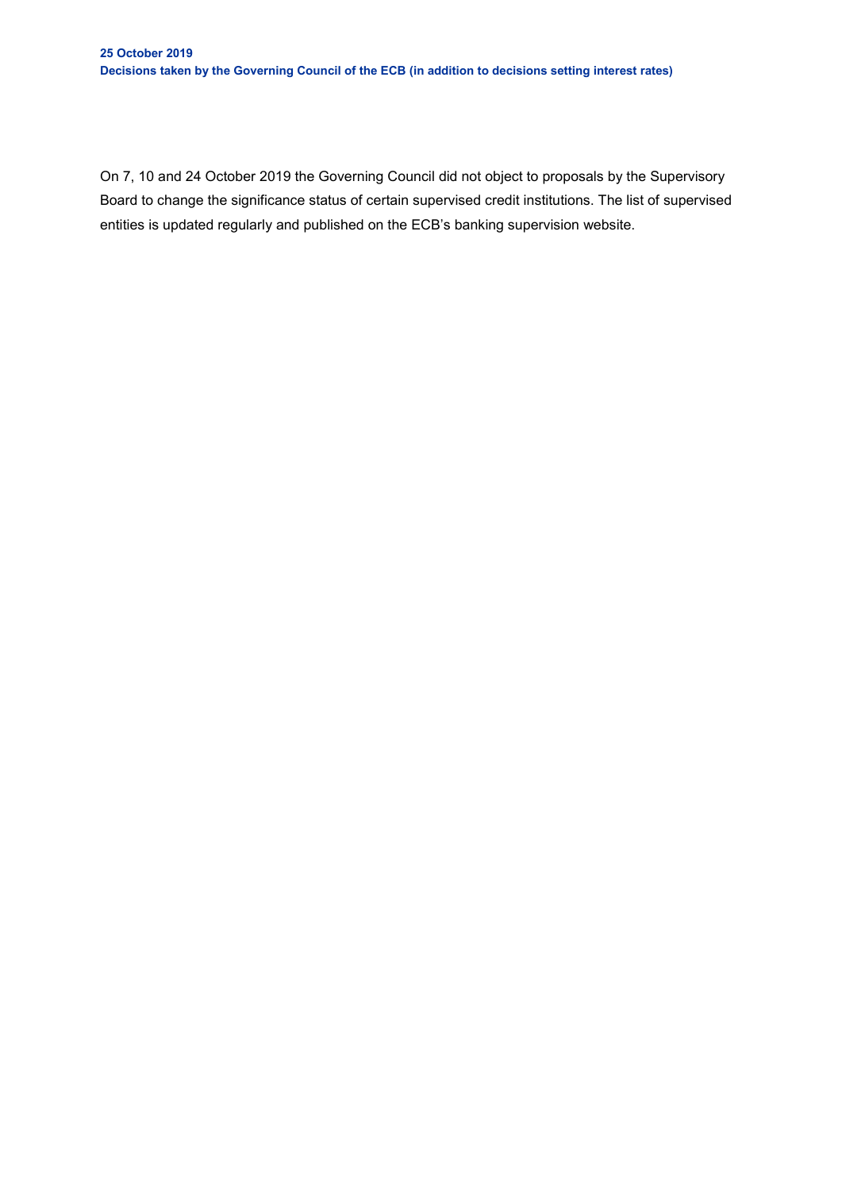On 7, 10 and 24 October 2019 the Governing Council did not object to proposals by the Supervisory Board to change the significance status of certain supervised credit institutions. The list of supervised entities is updated regularly and published on the ECB’s banking supervision website.